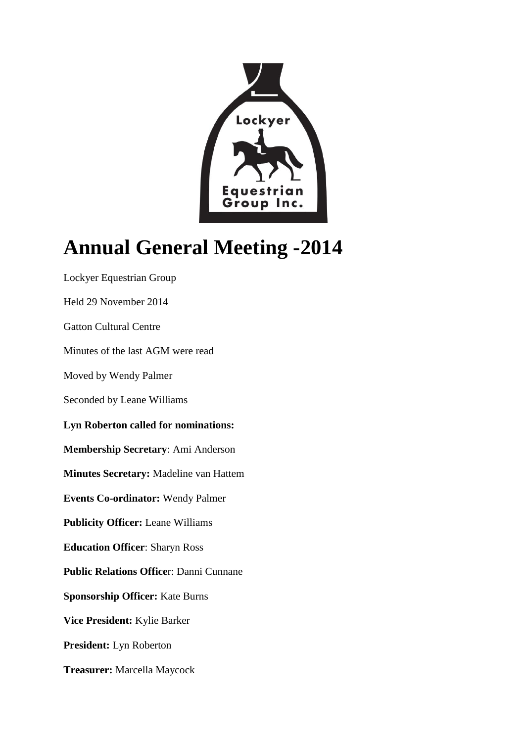# Annual General Meeting -2014

Lockyer Equestrian Group

Held 29 November 2014

Gatton Cultural Centre

Minutes of the last AGM were read

Moved by Wendy Palmer

Seconded by Leane Williams

**Lyn Roberton called for nominations:**

**Membership Secretary**: Ami Anderson

**Minutes Secretary:** Madeline van Hattem

**Events Co-ordinator:** Wendy Palmer

**Publicity Officer:** Leane Williams

**Education Officer**: Sharyn Ross

**Public Relations Office**r: Danni Cunnane

**Sponsorship Officer:** Kate Burns

**Vice President:** Kylie Barker

**President:** Lyn Roberton

**Treasurer:** Marcella Maycock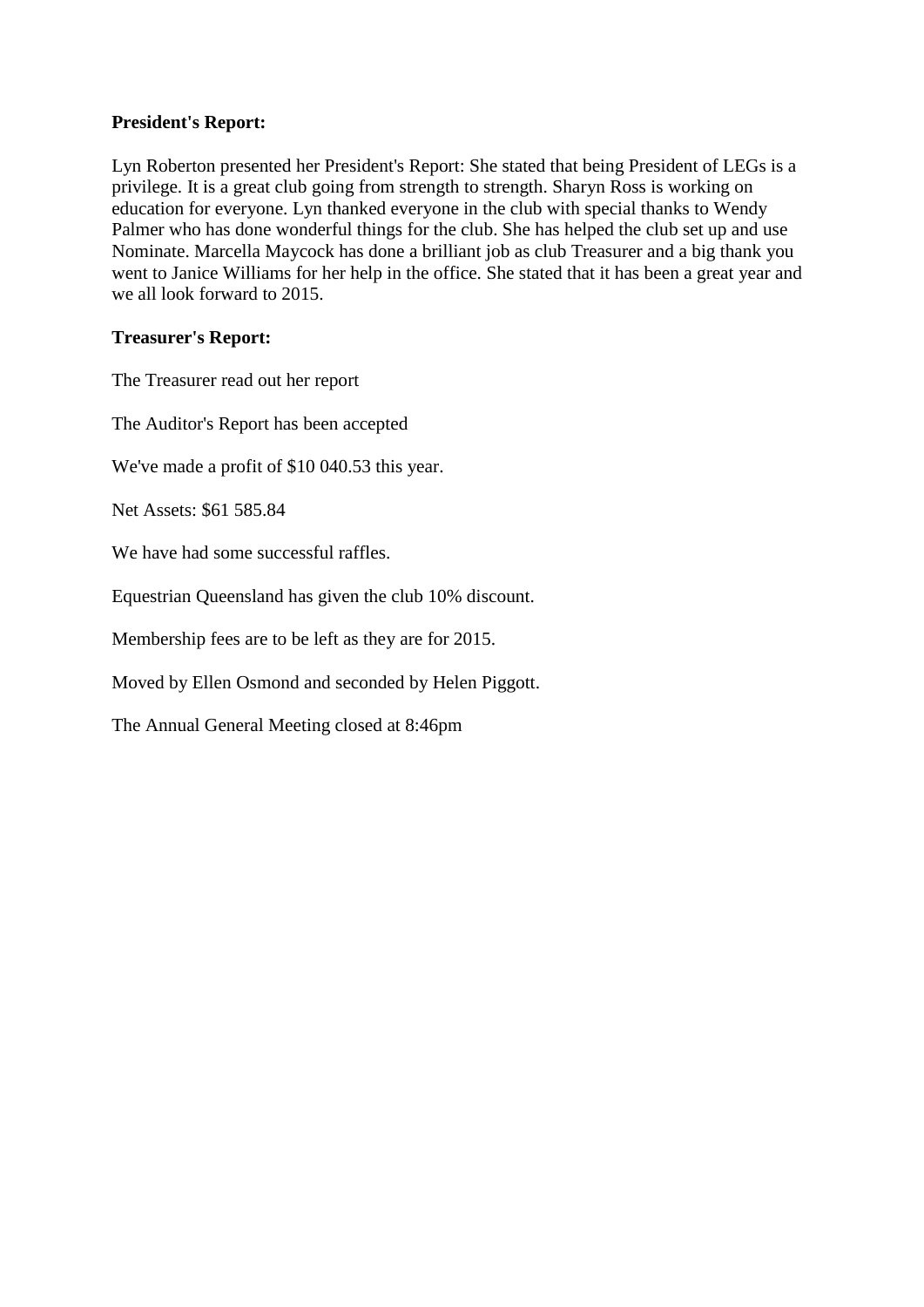**President's Report:**

Lyn Roberton presented her President's Report: She stated that being President of LEGs is a privilege. It is a great club going from strength to strength. Sharyn Ross is working on education for everyone. Lyn thanked everyone in the club with special thanks to Wendy Palmer who has done wonderful things for the club. She has helped the club set up and use Nominate. Marcella Maycock has done a brilliant job as club Treasurer and a big thank you went to Janice Williams for her help in the office. She stated that it has been a great year and we all look forward to 2015.

**Treasurer's Report:**

The Treasurer read out her report

The Auditor's Report has been accepted

We've made a profit of $10 040.53 this year.

Net Assets: $61 585.84

We have had some successful raffles.

Equestrian Queensland has given the club 10% discount.

Membership fees are to be left as they are for 2015.

Moved by Ellen Osmond and seconded by Helen Piggott.

The Annual General Meeting closed at 8:46pm